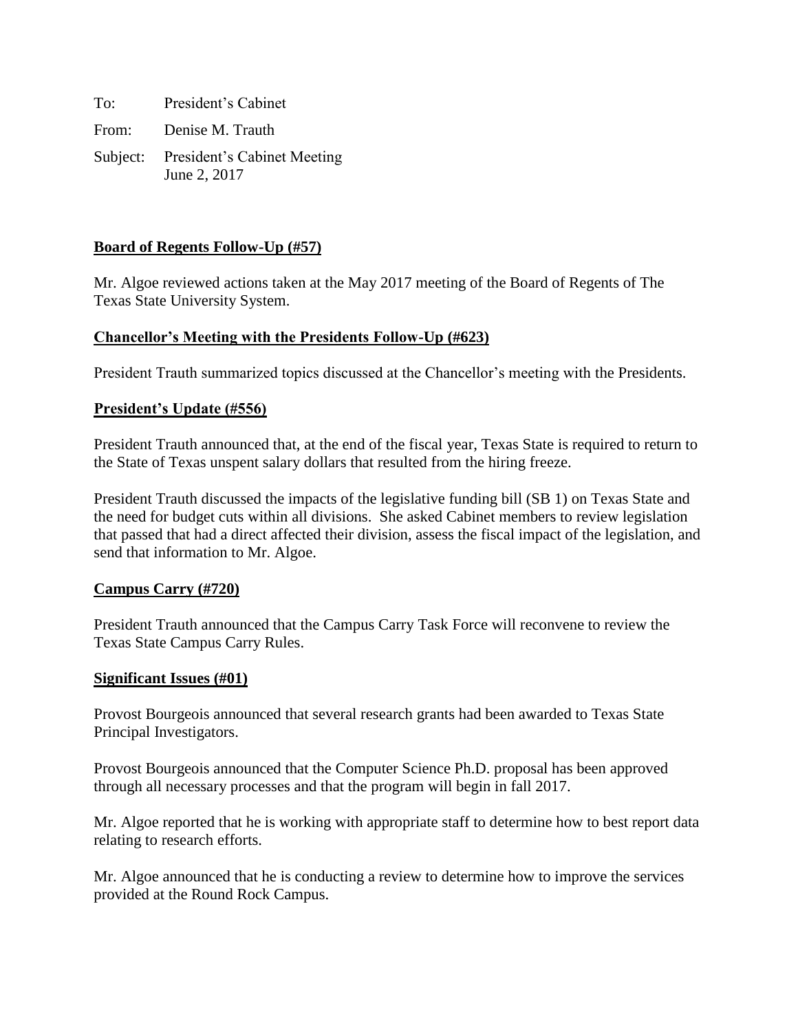To: President's Cabinet

From: Denise M. Trauth

Subject: President's Cabinet Meeting
June 2, 2017

**Board of Regents Follow-Up (#57)**

Mr. Algoe reviewed actions taken at the May 2017 meeting of the Board of Regents of The Texas State University System.

**Chancellor's Meeting with the Presidents Follow-Up (#623)**

President Trauth summarized topics discussed at the Chancellor's meeting with the Presidents.

**President's Update (#556)**

President Trauth announced that, at the end of the fiscal year, Texas State is required to return to the State of Texas unspent salary dollars that resulted from the hiring freeze.

President Trauth discussed the impacts of the legislative funding bill (SB 1) on Texas State and the need for budget cuts within all divisions. She asked Cabinet members to review legislation that passed that had a direct affected their division, assess the fiscal impact of the legislation, and send that information to Mr. Algoe.

**Campus Carry (#720)**

President Trauth announced that the Campus Carry Task Force will reconvene to review the Texas State Campus Carry Rules.

**Significant Issues (#01)**

Provost Bourgeois announced that several research grants had been awarded to Texas State Principal Investigators.

Provost Bourgeois announced that the Computer Science Ph.D. proposal has been approved through all necessary processes and that the program will begin in fall 2017.

Mr. Algoe reported that he is working with appropriate staff to determine how to best report data relating to research efforts.

Mr. Algoe announced that he is conducting a review to determine how to improve the services provided at the Round Rock Campus.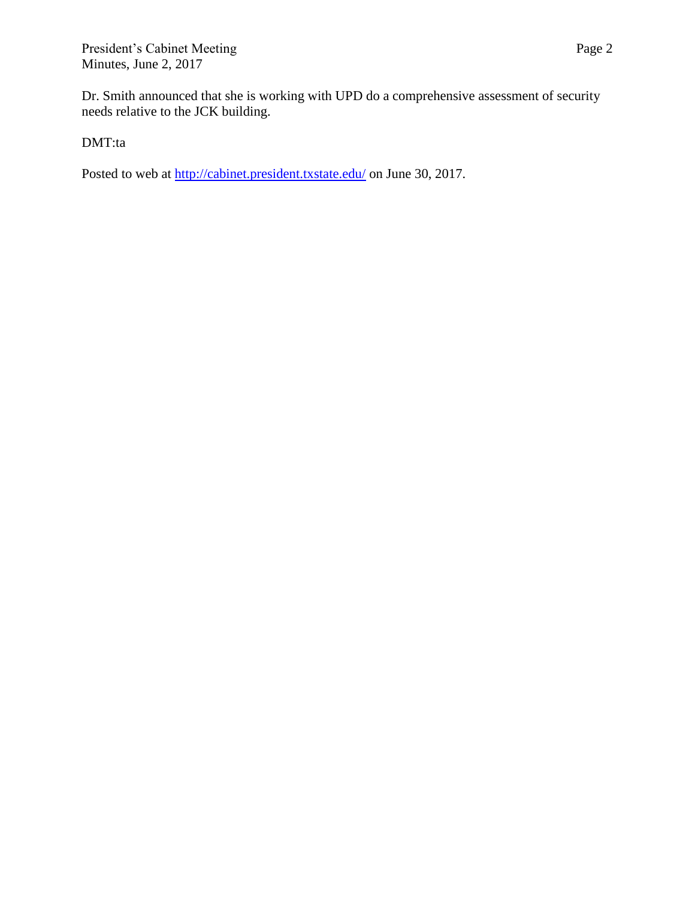Dr. Smith announced that she is working with UPD do a comprehensive assessment of security needs relative to the JCK building.

DMT:ta

Posted to web at http://cabinet.president.txstate.edu/ on June 30, 2017.